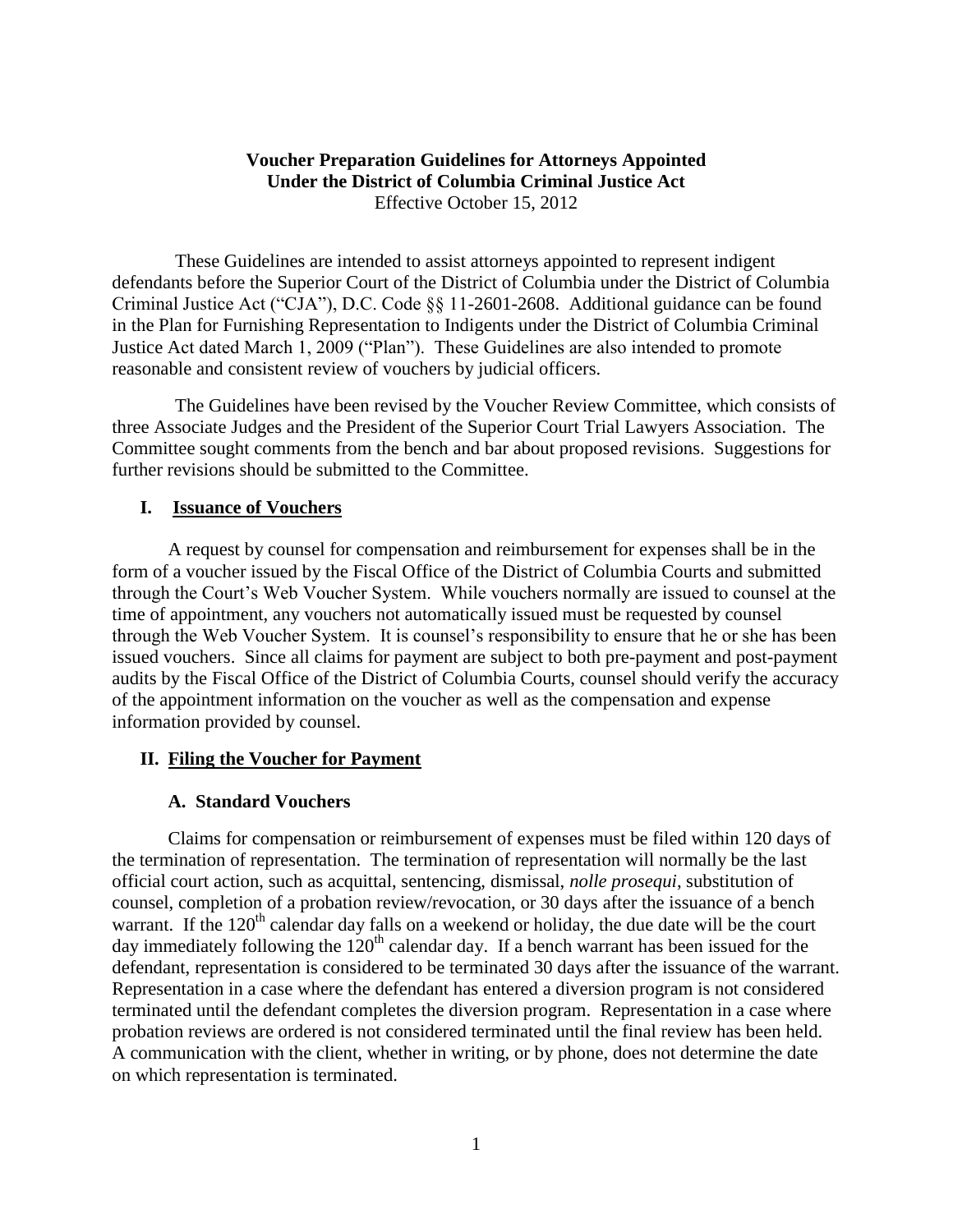**Voucher Preparation Guidelines for Attorneys Appointed Under the District of Columbia Criminal Justice Act**

Effective October 15, 2012

These Guidelines are intended to assist attorneys appointed to represent indigent defendants before the Superior Court of the District of Columbia under the District of Columbia Criminal Justice Act ("CJA"), D.C. Code §§ 11-2601-2608. Additional guidance can be found in the Plan for Furnishing Representation to Indigents under the District of Columbia Criminal Justice Act dated March 1, 2009 ("Plan"). These Guidelines are also intended to promote reasonable and consistent review of vouchers by judicial officers.

The Guidelines have been revised by the Voucher Review Committee, which consists of three Associate Judges and the President of the Superior Court Trial Lawyers Association. The Committee sought comments from the bench and bar about proposed revisions. Suggestions for further revisions should be submitted to the Committee.

## I. Issuance of Vouchers

A request by counsel for compensation and reimbursement for expenses shall be in the form of a voucher issued by the Fiscal Office of the District of Columbia Courts and submitted through the Court's Web Voucher System. While vouchers normally are issued to counsel at the time of appointment, any vouchers not automatically issued must be requested by counsel through the Web Voucher System. It is counsel's responsibility to ensure that he or she has been issued vouchers. Since all claims for payment are subject to both pre-payment and post-payment audits by the Fiscal Office of the District of Columbia Courts, counsel should verify the accuracy of the appointment information on the voucher as well as the compensation and expense information provided by counsel.

## II. Filing the Voucher for Payment

### A. Standard Vouchers

Claims for compensation or reimbursement of expenses must be filed within 120 days of the termination of representation. The termination of representation will normally be the last official court action, such as acquittal, sentencing, dismissal, *nolle prosequi*, substitution of counsel, completion of a probation review/revocation, or 30 days after the issuance of a bench warrant. If the 120th calendar day falls on a weekend or holiday, the due date will be the court day immediately following the 120th calendar day. If a bench warrant has been issued for the defendant, representation is considered to be terminated 30 days after the issuance of the warrant. Representation in a case where the defendant has entered a diversion program is not considered terminated until the defendant completes the diversion program. Representation in a case where probation reviews are ordered is not considered terminated until the final review has been held. A communication with the client, whether in writing, or by phone, does not determine the date on which representation is terminated.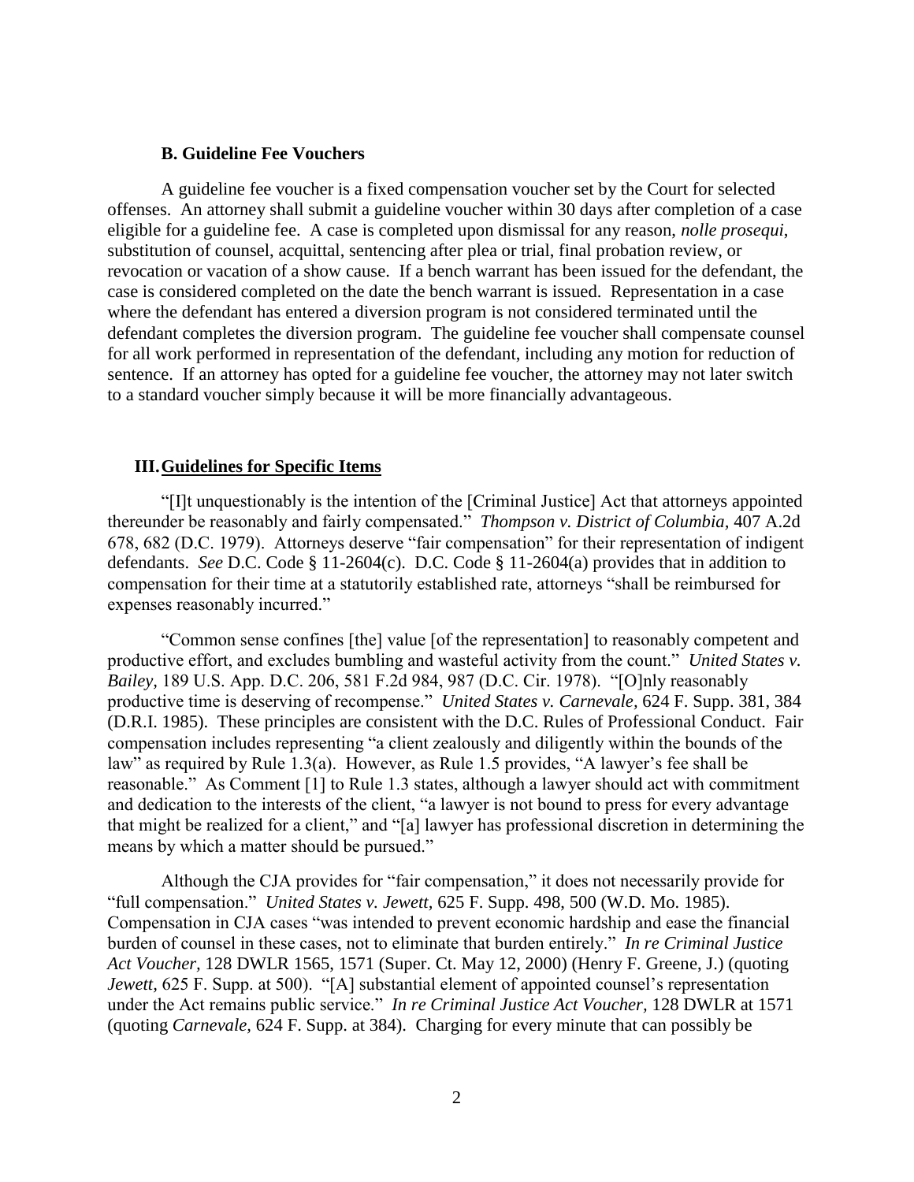### B. Guideline Fee Vouchers

A guideline fee voucher is a fixed compensation voucher set by the Court for selected offenses. An attorney shall submit a guideline voucher within 30 days after completion of a case eligible for a guideline fee. A case is completed upon dismissal for any reason, *nolle prosequi*, substitution of counsel, acquittal, sentencing after plea or trial, final probation review, or revocation or vacation of a show cause. If a bench warrant has been issued for the defendant, the case is considered completed on the date the bench warrant is issued. Representation in a case where the defendant has entered a diversion program is not considered terminated until the defendant completes the diversion program. The guideline fee voucher shall compensate counsel for all work performed in representation of the defendant, including any motion for reduction of sentence. If an attorney has opted for a guideline fee voucher, the attorney may not later switch to a standard voucher simply because it will be more financially advantageous.

## III. Guidelines for Specific Items

"[I]t unquestionably is the intention of the [Criminal Justice] Act that attorneys appointed thereunder be reasonably and fairly compensated." *Thompson v. District of Columbia,* 407 A.2d 678, 682 (D.C. 1979). Attorneys deserve "fair compensation" for their representation of indigent defendants. *See* D.C. Code § 11-2604(c). D.C. Code § 11-2604(a) provides that in addition to compensation for their time at a statutorily established rate, attorneys "shall be reimbursed for expenses reasonably incurred."

"Common sense confines [the] value [of the representation] to reasonably competent and productive effort, and excludes bumbling and wasteful activity from the count." *United States v. Bailey,* 189 U.S. App. D.C. 206, 581 F.2d 984, 987 (D.C. Cir. 1978). "[O]nly reasonably productive time is deserving of recompense." *United States v. Carnevale,* 624 F. Supp. 381, 384 (D.R.I. 1985). These principles are consistent with the D.C. Rules of Professional Conduct. Fair compensation includes representing "a client zealously and diligently within the bounds of the law" as required by Rule 1.3(a). However, as Rule 1.5 provides, "A lawyer's fee shall be reasonable." As Comment [1] to Rule 1.3 states, although a lawyer should act with commitment and dedication to the interests of the client, "a lawyer is not bound to press for every advantage that might be realized for a client," and "[a] lawyer has professional discretion in determining the means by which a matter should be pursued."

Although the CJA provides for "fair compensation," it does not necessarily provide for "full compensation." *United States v. Jewett,* 625 F. Supp. 498, 500 (W.D. Mo. 1985). Compensation in CJA cases "was intended to prevent economic hardship and ease the financial burden of counsel in these cases, not to eliminate that burden entirely." *In re Criminal Justice Act Voucher,* 128 DWLR 1565, 1571 (Super. Ct. May 12, 2000) (Henry F. Greene, J.) (quoting *Jewett,* 625 F. Supp. at 500). "[A] substantial element of appointed counsel's representation under the Act remains public service." *In re Criminal Justice Act Voucher,* 128 DWLR at 1571 (quoting *Carnevale,* 624 F. Supp. at 384). Charging for every minute that can possibly be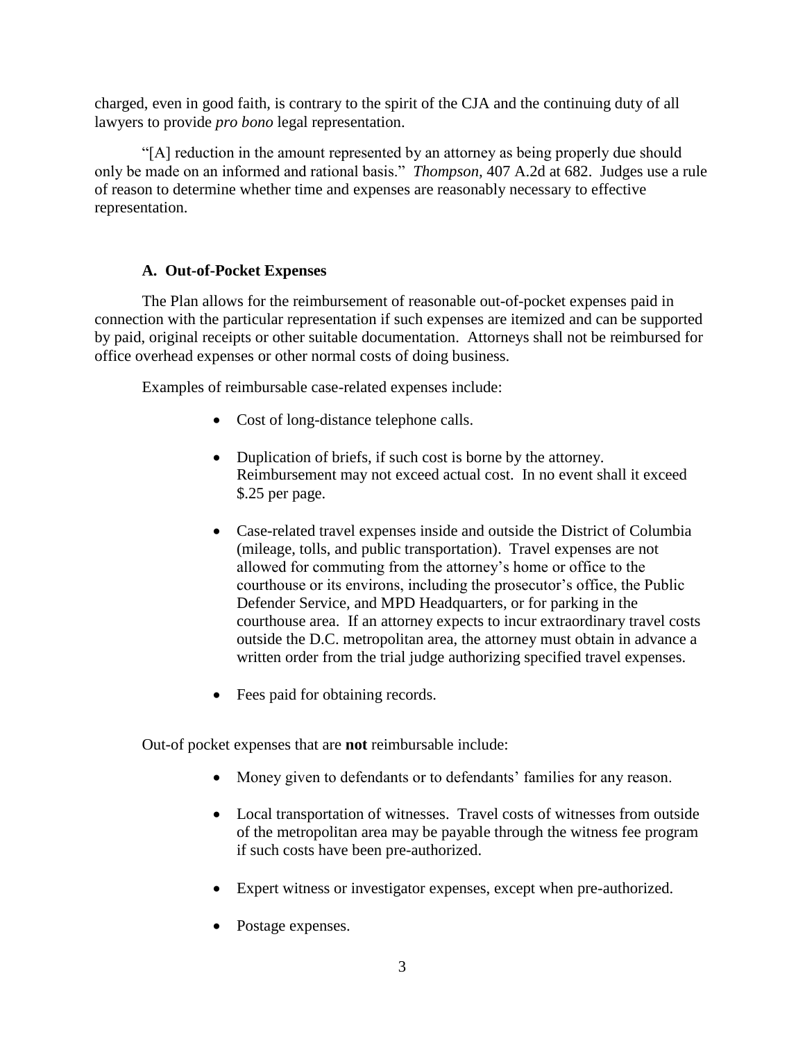charged, even in good faith, is contrary to the spirit of the CJA and the continuing duty of all lawyers to provide *pro bono* legal representation.

"[A] reduction in the amount represented by an attorney as being properly due should only be made on an informed and rational basis." *Thompson,* 407 A.2d at 682. Judges use a rule of reason to determine whether time and expenses are reasonably necessary to effective representation.

### A. Out-of-Pocket Expenses

The Plan allows for the reimbursement of reasonable out-of-pocket expenses paid in connection with the particular representation if such expenses are itemized and can be supported by paid, original receipts or other suitable documentation. Attorneys shall not be reimbursed for office overhead expenses or other normal costs of doing business.

Examples of reimbursable case-related expenses include:

- Cost of long-distance telephone calls.
- Duplication of briefs, if such cost is borne by the attorney. Reimbursement may not exceed actual cost. In no event shall it exceed $.25 per page.
- Case-related travel expenses inside and outside the District of Columbia (mileage, tolls, and public transportation). Travel expenses are not allowed for commuting from the attorney's home or office to the courthouse or its environs, including the prosecutor's office, the Public Defender Service, and MPD Headquarters, or for parking in the courthouse area. If an attorney expects to incur extraordinary travel costs outside the D.C. metropolitan area, the attorney must obtain in advance a written order from the trial judge authorizing specified travel expenses.
- Fees paid for obtaining records.

Out-of pocket expenses that are **not** reimbursable include:

- Money given to defendants or to defendants' families for any reason.
- Local transportation of witnesses. Travel costs of witnesses from outside of the metropolitan area may be payable through the witness fee program if such costs have been pre-authorized.
- Expert witness or investigator expenses, except when pre-authorized.
- Postage expenses.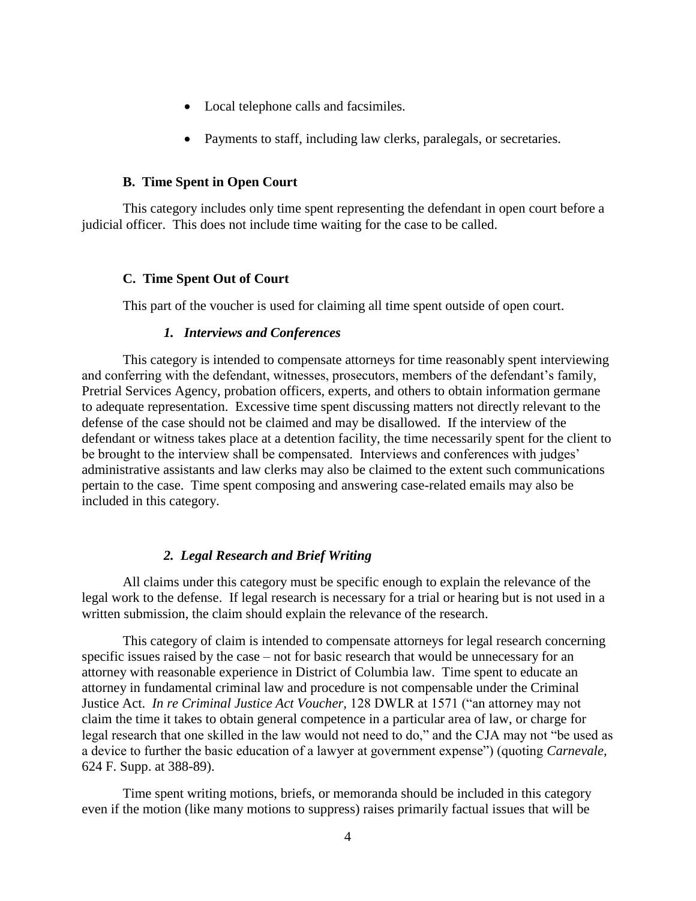- Local telephone calls and facsimiles.
- Payments to staff, including law clerks, paralegals, or secretaries.

### B. Time Spent in Open Court

This category includes only time spent representing the defendant in open court before a judicial officer. This does not include time waiting for the case to be called.

### C. Time Spent Out of Court

This part of the voucher is used for claiming all time spent outside of open court.

#### *1. Interviews and Conferences*

This category is intended to compensate attorneys for time reasonably spent interviewing and conferring with the defendant, witnesses, prosecutors, members of the defendant's family, Pretrial Services Agency, probation officers, experts, and others to obtain information germane to adequate representation. Excessive time spent discussing matters not directly relevant to the defense of the case should not be claimed and may be disallowed. If the interview of the defendant or witness takes place at a detention facility, the time necessarily spent for the client to be brought to the interview shall be compensated. Interviews and conferences with judges' administrative assistants and law clerks may also be claimed to the extent such communications pertain to the case. Time spent composing and answering case-related emails may also be included in this category.

#### *2. Legal Research and Brief Writing*

All claims under this category must be specific enough to explain the relevance of the legal work to the defense. If legal research is necessary for a trial or hearing but is not used in a written submission, the claim should explain the relevance of the research.

This category of claim is intended to compensate attorneys for legal research concerning specific issues raised by the case – not for basic research that would be unnecessary for an attorney with reasonable experience in District of Columbia law. Time spent to educate an attorney in fundamental criminal law and procedure is not compensable under the Criminal Justice Act. *In re Criminal Justice Act Voucher*, 128 DWLR at 1571 ("an attorney may not claim the time it takes to obtain general competence in a particular area of law, or charge for legal research that one skilled in the law would not need to do," and the CJA may not "be used as a device to further the basic education of a lawyer at government expense") (quoting *Carnevale*, 624 F. Supp. at 388-89).

Time spent writing motions, briefs, or memoranda should be included in this category even if the motion (like many motions to suppress) raises primarily factual issues that will be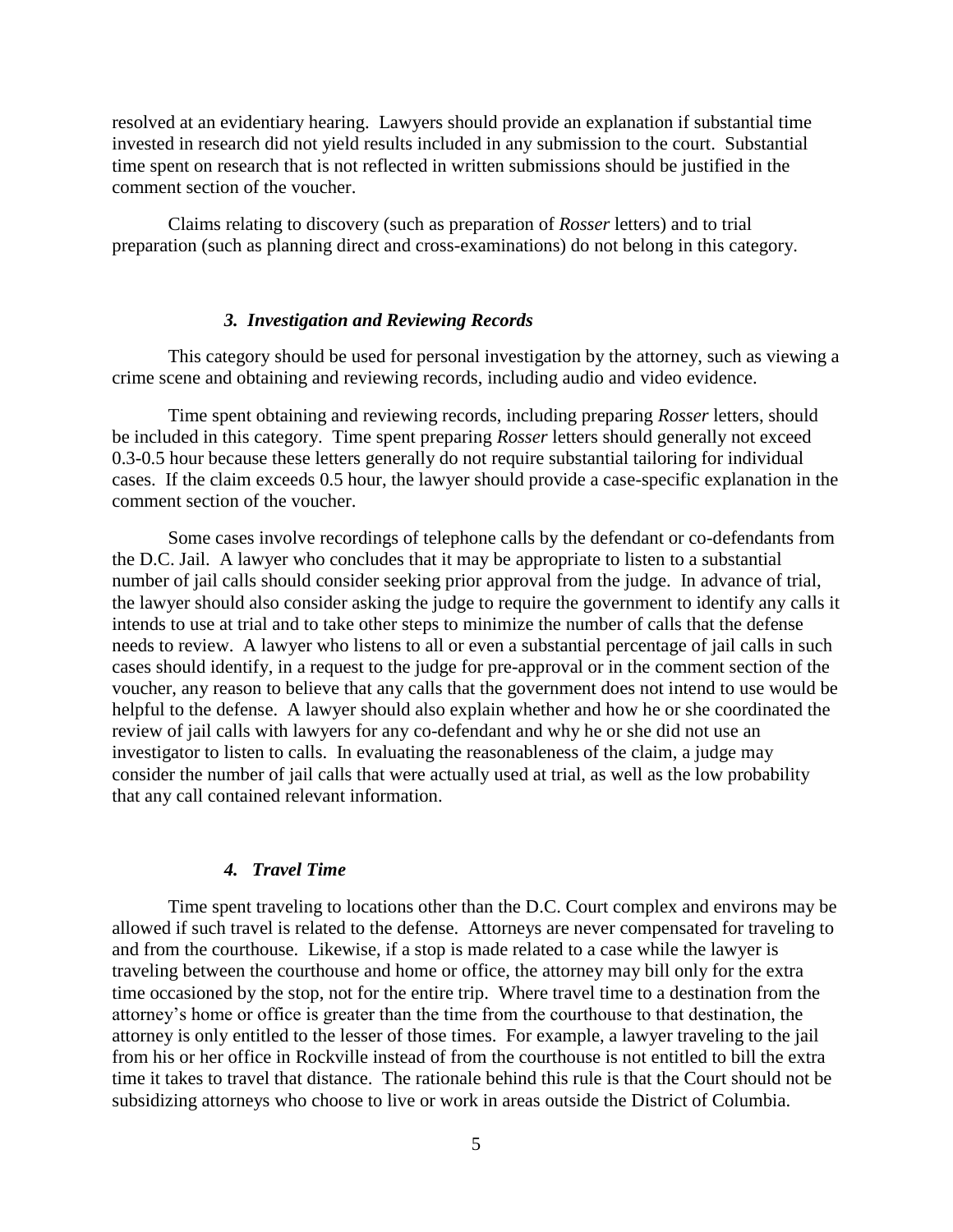resolved at an evidentiary hearing. Lawyers should provide an explanation if substantial time invested in research did not yield results included in any submission to the court. Substantial time spent on research that is not reflected in written submissions should be justified in the comment section of the voucher.

Claims relating to discovery (such as preparation of *Rosser* letters) and to trial preparation (such as planning direct and cross-examinations) do not belong in this category.

### *3. Investigation and Reviewing Records*

This category should be used for personal investigation by the attorney, such as viewing a crime scene and obtaining and reviewing records, including audio and video evidence.

Time spent obtaining and reviewing records, including preparing *Rosser* letters, should be included in this category. Time spent preparing *Rosser* letters should generally not exceed 0.3-0.5 hour because these letters generally do not require substantial tailoring for individual cases. If the claim exceeds 0.5 hour, the lawyer should provide a case-specific explanation in the comment section of the voucher.

Some cases involve recordings of telephone calls by the defendant or co-defendants from the D.C. Jail. A lawyer who concludes that it may be appropriate to listen to a substantial number of jail calls should consider seeking prior approval from the judge. In advance of trial, the lawyer should also consider asking the judge to require the government to identify any calls it intends to use at trial and to take other steps to minimize the number of calls that the defense needs to review. A lawyer who listens to all or even a substantial percentage of jail calls in such cases should identify, in a request to the judge for pre-approval or in the comment section of the voucher, any reason to believe that any calls that the government does not intend to use would be helpful to the defense. A lawyer should also explain whether and how he or she coordinated the review of jail calls with lawyers for any co-defendant and why he or she did not use an investigator to listen to calls. In evaluating the reasonableness of the claim, a judge may consider the number of jail calls that were actually used at trial, as well as the low probability that any call contained relevant information.

### *4. Travel Time*

Time spent traveling to locations other than the D.C. Court complex and environs may be allowed if such travel is related to the defense. Attorneys are never compensated for traveling to and from the courthouse. Likewise, if a stop is made related to a case while the lawyer is traveling between the courthouse and home or office, the attorney may bill only for the extra time occasioned by the stop, not for the entire trip. Where travel time to a destination from the attorney's home or office is greater than the time from the courthouse to that destination, the attorney is only entitled to the lesser of those times. For example, a lawyer traveling to the jail from his or her office in Rockville instead of from the courthouse is not entitled to bill the extra time it takes to travel that distance. The rationale behind this rule is that the Court should not be subsidizing attorneys who choose to live or work in areas outside the District of Columbia.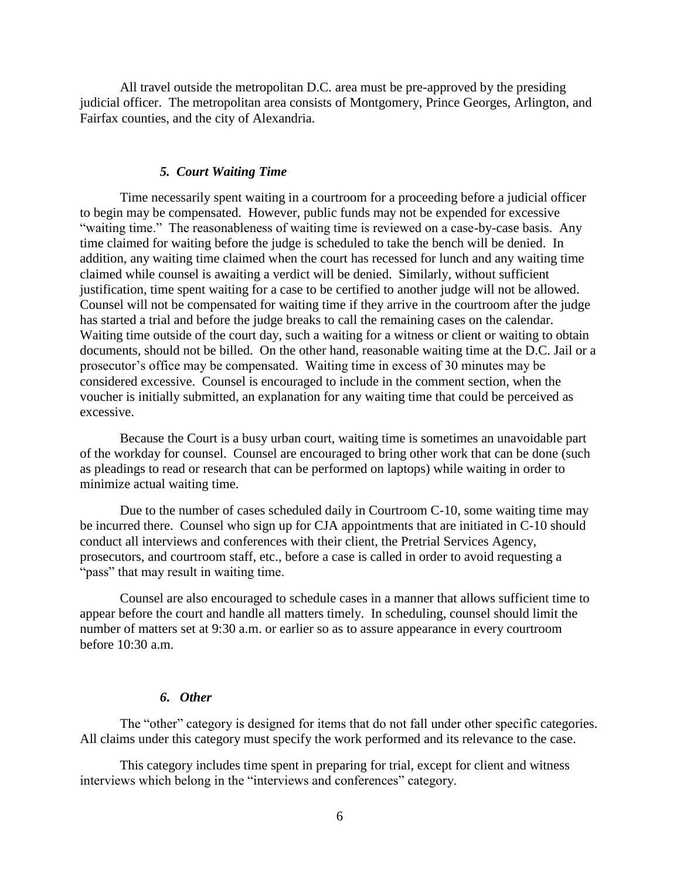All travel outside the metropolitan D.C. area must be pre-approved by the presiding judicial officer. The metropolitan area consists of Montgomery, Prince Georges, Arlington, and Fairfax counties, and the city of Alexandria.

### *5. Court Waiting Time*

Time necessarily spent waiting in a courtroom for a proceeding before a judicial officer to begin may be compensated. However, public funds may not be expended for excessive "waiting time." The reasonableness of waiting time is reviewed on a case-by-case basis. Any time claimed for waiting before the judge is scheduled to take the bench will be denied. In addition, any waiting time claimed when the court has recessed for lunch and any waiting time claimed while counsel is awaiting a verdict will be denied. Similarly, without sufficient justification, time spent waiting for a case to be certified to another judge will not be allowed. Counsel will not be compensated for waiting time if they arrive in the courtroom after the judge has started a trial and before the judge breaks to call the remaining cases on the calendar. Waiting time outside of the court day, such a waiting for a witness or client or waiting to obtain documents, should not be billed. On the other hand, reasonable waiting time at the D.C. Jail or a prosecutor's office may be compensated. Waiting time in excess of 30 minutes may be considered excessive. Counsel is encouraged to include in the comment section, when the voucher is initially submitted, an explanation for any waiting time that could be perceived as excessive.

Because the Court is a busy urban court, waiting time is sometimes an unavoidable part of the workday for counsel. Counsel are encouraged to bring other work that can be done (such as pleadings to read or research that can be performed on laptops) while waiting in order to minimize actual waiting time.

Due to the number of cases scheduled daily in Courtroom C-10, some waiting time may be incurred there. Counsel who sign up for CJA appointments that are initiated in C-10 should conduct all interviews and conferences with their client, the Pretrial Services Agency, prosecutors, and courtroom staff, etc., before a case is called in order to avoid requesting a "pass" that may result in waiting time.

Counsel are also encouraged to schedule cases in a manner that allows sufficient time to appear before the court and handle all matters timely. In scheduling, counsel should limit the number of matters set at 9:30 a.m. or earlier so as to assure appearance in every courtroom before 10:30 a.m.

### *6. Other*

The "other" category is designed for items that do not fall under other specific categories. All claims under this category must specify the work performed and its relevance to the case.

This category includes time spent in preparing for trial, except for client and witness interviews which belong in the "interviews and conferences" category.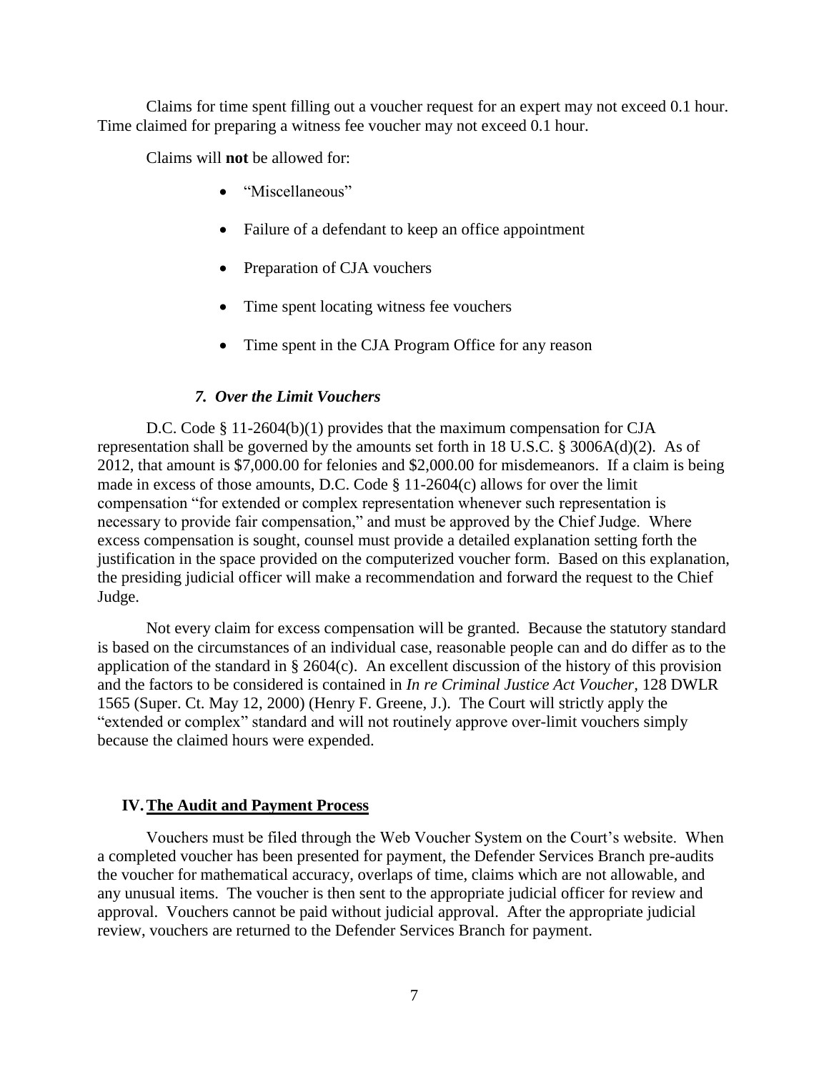Claims for time spent filling out a voucher request for an expert may not exceed 0.1 hour. Time claimed for preparing a witness fee voucher may not exceed 0.1 hour.

Claims will **not** be allowed for:

- "Miscellaneous"
- Failure of a defendant to keep an office appointment
- Preparation of CJA vouchers
- Time spent locating witness fee vouchers
- Time spent in the CJA Program Office for any reason

### *7. Over the Limit Vouchers*

D.C. Code § 11-2604(b)(1) provides that the maximum compensation for CJA representation shall be governed by the amounts set forth in 18 U.S.C. § 3006A(d)(2). As of 2012, that amount is $7,000.00 for felonies and $2,000.00 for misdemeanors. If a claim is being made in excess of those amounts, D.C. Code § 11-2604(c) allows for over the limit compensation "for extended or complex representation whenever such representation is necessary to provide fair compensation," and must be approved by the Chief Judge. Where excess compensation is sought, counsel must provide a detailed explanation setting forth the justification in the space provided on the computerized voucher form. Based on this explanation, the presiding judicial officer will make a recommendation and forward the request to the Chief Judge.

Not every claim for excess compensation will be granted. Because the statutory standard is based on the circumstances of an individual case, reasonable people can and do differ as to the application of the standard in § 2604(c). An excellent discussion of the history of this provision and the factors to be considered is contained in *In re Criminal Justice Act Voucher*, 128 DWLR 1565 (Super. Ct. May 12, 2000) (Henry F. Greene, J.). The Court will strictly apply the "extended or complex" standard and will not routinely approve over-limit vouchers simply because the claimed hours were expended.

## IV. The Audit and Payment Process

Vouchers must be filed through the Web Voucher System on the Court's website. When a completed voucher has been presented for payment, the Defender Services Branch pre-audits the voucher for mathematical accuracy, overlaps of time, claims which are not allowable, and any unusual items. The voucher is then sent to the appropriate judicial officer for review and approval. Vouchers cannot be paid without judicial approval. After the appropriate judicial review, vouchers are returned to the Defender Services Branch for payment.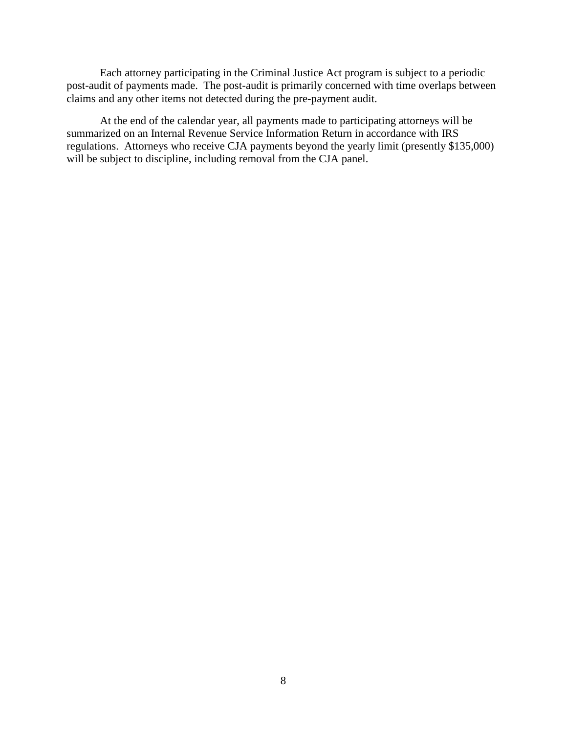Each attorney participating in the Criminal Justice Act program is subject to a periodic post-audit of payments made. The post-audit is primarily concerned with time overlaps between claims and any other items not detected during the pre-payment audit.

At the end of the calendar year, all payments made to participating attorneys will be summarized on an Internal Revenue Service Information Return in accordance with IRS regulations. Attorneys who receive CJA payments beyond the yearly limit (presently $135,000) will be subject to discipline, including removal from the CJA panel.